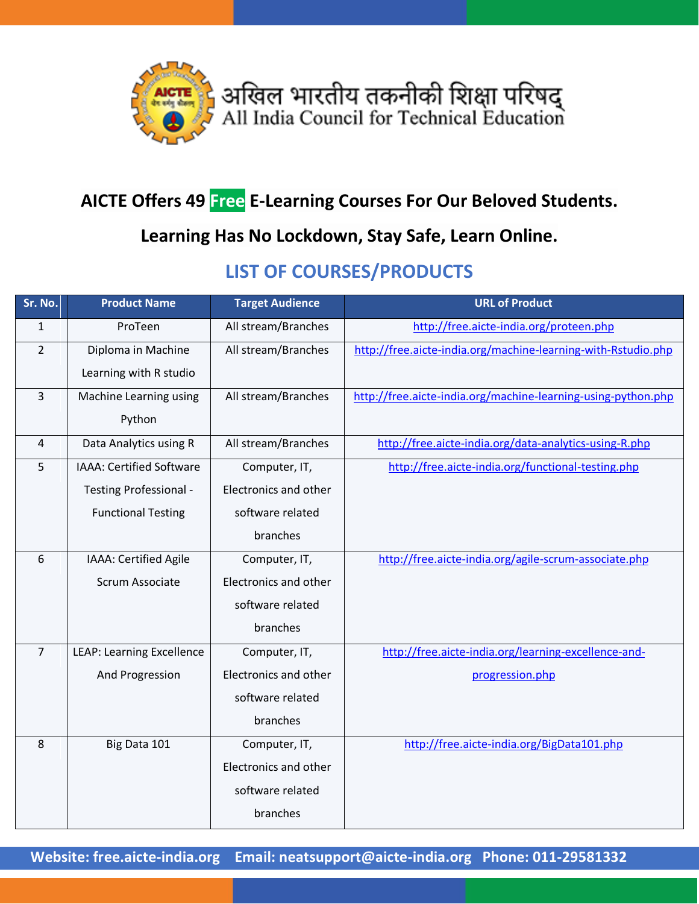अखिल भारतीय तकनीकी शिक्षा परिषद्
All India Council for Technical Education

## AICTE Offers 49 Free E-Learning Courses For Our Beloved Students.

## Learning Has No Lockdown, Stay Safe, Learn Online.

## LIST OF COURSES/PRODUCTS

| Sr. No. | Product Name | Target Audience | URL of Product |
|---|---|---|---|
| 1 | ProTeen | All stream/Branches | http://free.aicte-india.org/proteen.php |
| 2 | Diploma in Machine Learning with R studio | All stream/Branches | http://free.aicte-india.org/machine-learning-with-Rstudio.php |
| 3 | Machine Learning using Python | All stream/Branches | http://free.aicte-india.org/machine-learning-using-python.php |
| 4 | Data Analytics using R | All stream/Branches | http://free.aicte-india.org/data-analytics-using-R.php |
| 5 | IAAA: Certified Software Testing Professional - Functional Testing | Computer, IT, Electronics and other software related branches | http://free.aicte-india.org/functional-testing.php |
| 6 | IAAA: Certified Agile Scrum Associate | Computer, IT, Electronics and other software related branches | http://free.aicte-india.org/agile-scrum-associate.php |
| 7 | LEAP: Learning Excellence And Progression | Computer, IT, Electronics and other software related branches | http://free.aicte-india.org/learning-excellence-and-progression.php |
| 8 | Big Data 101 | Computer, IT, Electronics and other software related branches | http://free.aicte-india.org/BigData101.php |

**Website: free.aicte-india.org Email: neatsupport@aicte-india.org Phone: 011-29581332**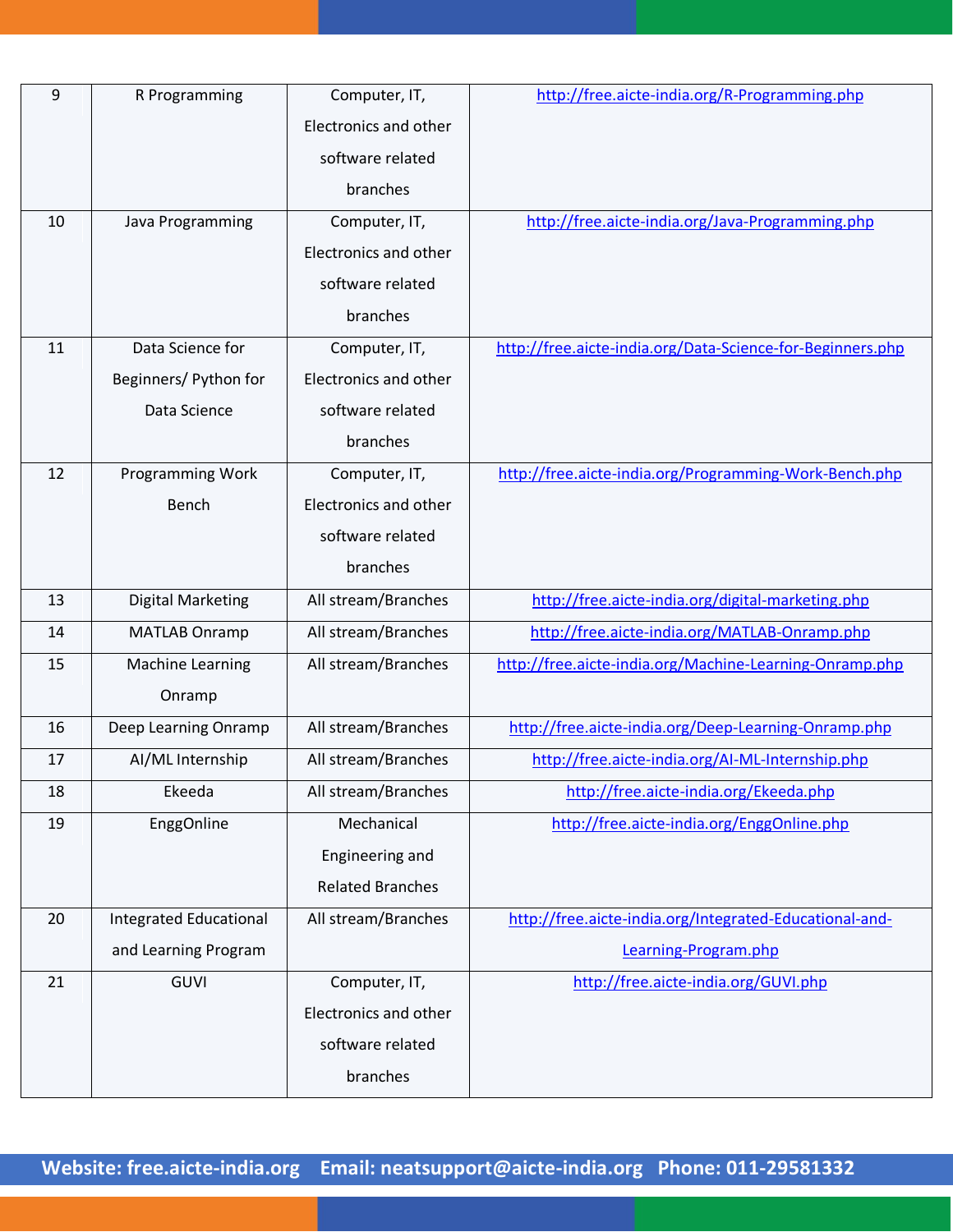| 9 | R Programming | Computer, IT, Electronics and other software related branches | http://free.aicte-india.org/R-Programming.php |
|---|---|---|---|
| 10 | Java Programming | Computer, IT, Electronics and other software related branches | http://free.aicte-india.org/Java-Programming.php |
| 11 | Data Science for Beginners/ Python for Data Science | Computer, IT, Electronics and other software related branches | http://free.aicte-india.org/Data-Science-for-Beginners.php |
| 12 | Programming Work Bench | Computer, IT, Electronics and other software related branches | http://free.aicte-india.org/Programming-Work-Bench.php |
| 13 | Digital Marketing | All stream/Branches | http://free.aicte-india.org/digital-marketing.php |
| 14 | MATLAB Onramp | All stream/Branches | http://free.aicte-india.org/MATLAB-Onramp.php |
| 15 | Machine Learning Onramp | All stream/Branches | http://free.aicte-india.org/Machine-Learning-Onramp.php |
| 16 | Deep Learning Onramp | All stream/Branches | http://free.aicte-india.org/Deep-Learning-Onramp.php |
| 17 | AI/ML Internship | All stream/Branches | http://free.aicte-india.org/AI-ML-Internship.php |
| 18 | Ekeeda | All stream/Branches | http://free.aicte-india.org/Ekeeda.php |
| 19 | EnggOnline | Mechanical Engineering and Related Branches | http://free.aicte-india.org/EnggOnline.php |
| 20 | Integrated Educational and Learning Program | All stream/Branches | http://free.aicte-india.org/Integrated-Educational-and-Learning-Program.php |
| 21 | GUVI | Computer, IT, Electronics and other software related branches | http://free.aicte-india.org/GUVI.php |

**Website: free.aicte-india.org Email: neatsupport@aicte-india.org Phone: 011-29581332**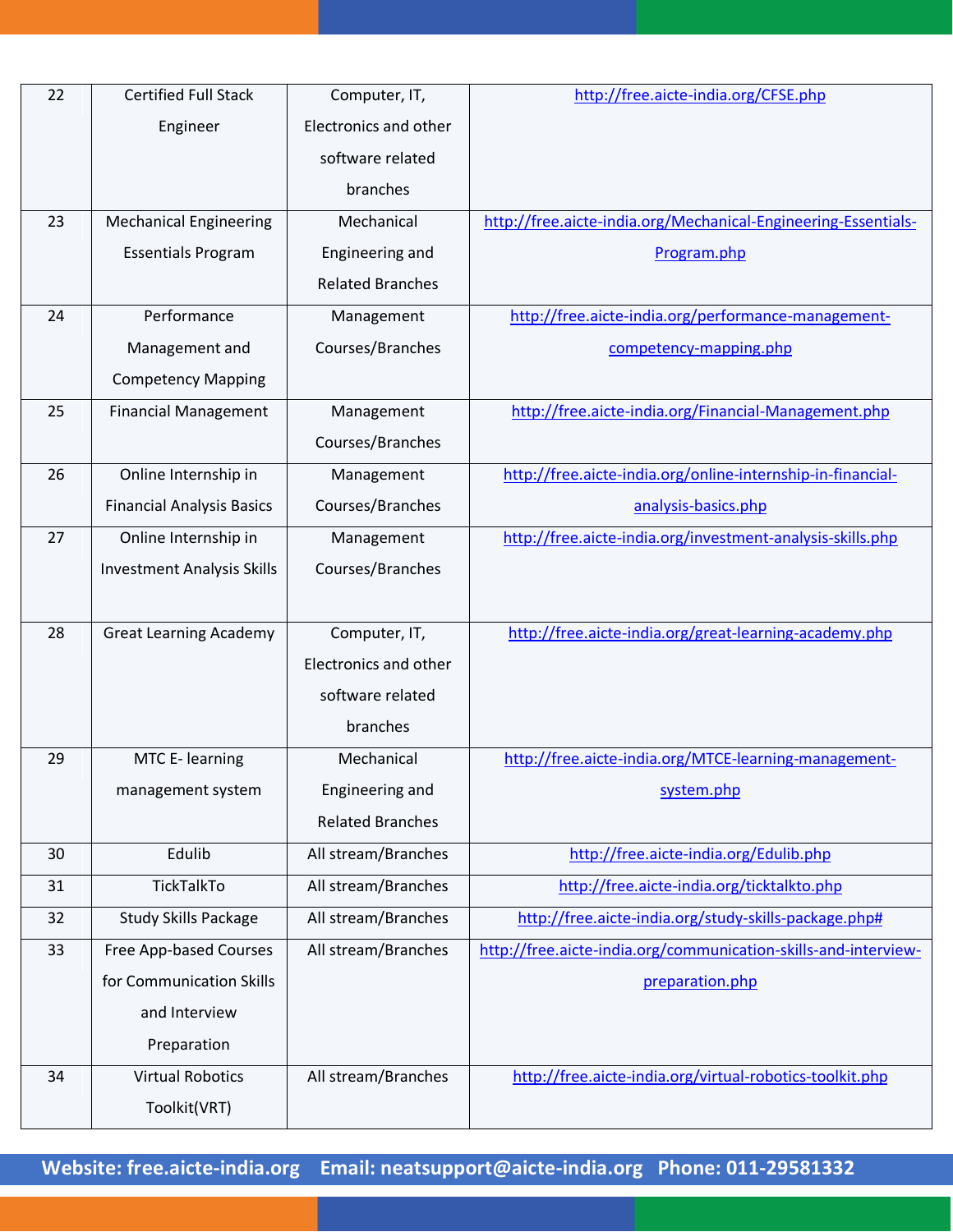| 22 | Certified Full Stack Engineer | Computer, IT, Electronics and other software related branches | http://free.aicte-india.org/CFSE.php |
|---|---|---|---|
| 23 | Mechanical Engineering Essentials Program | Mechanical Engineering and Related Branches | http://free.aicte-india.org/Mechanical-Engineering-Essentials-Program.php |
| 24 | Performance Management and Competency Mapping | Management Courses/Branches | http://free.aicte-india.org/performance-management-competency-mapping.php |
| 25 | Financial Management | Management Courses/Branches | http://free.aicte-india.org/Financial-Management.php |
| 26 | Online Internship in Financial Analysis Basics | Management Courses/Branches | http://free.aicte-india.org/online-internship-in-financial-analysis-basics.php |
| 27 | Online Internship in Investment Analysis Skills | Management Courses/Branches | http://free.aicte-india.org/investment-analysis-skills.php |
| 28 | Great Learning Academy | Computer, IT, Electronics and other software related branches | http://free.aicte-india.org/great-learning-academy.php |
| 29 | MTC E- learning management system | Mechanical Engineering and Related Branches | http://free.aicte-india.org/MTCE-learning-management-system.php |
| 30 | Edulib | All stream/Branches | http://free.aicte-india.org/Edulib.php |
| 31 | TickTalkTo | All stream/Branches | http://free.aicte-india.org/ticktalkto.php |
| 32 | Study Skills Package | All stream/Branches | http://free.aicte-india.org/study-skills-package.php# |
| 33 | Free App-based Courses for Communication Skills and Interview Preparation | All stream/Branches | http://free.aicte-india.org/communication-skills-and-interview-preparation.php |
| 34 | Virtual Robotics Toolkit(VRT) | All stream/Branches | http://free.aicte-india.org/virtual-robotics-toolkit.php |

**Website: free.aicte-india.org Email: neatsupport@aicte-india.org Phone: 011-29581332**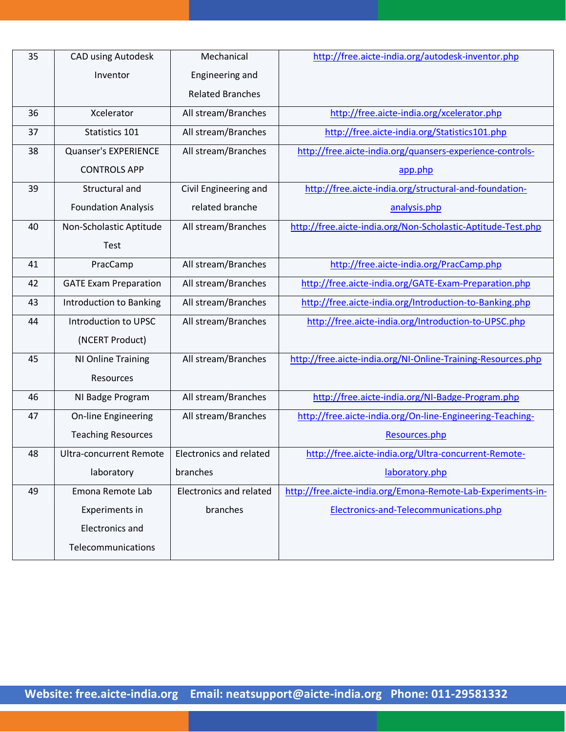| | | | |
|---|---|---|---|
| 35 | CAD using Autodesk Inventor | Mechanical Engineering and Related Branches | http://free.aicte-india.org/autodesk-inventor.php |
| 36 | Xcelerator | All stream/Branches | http://free.aicte-india.org/xcelerator.php |
| 37 | Statistics 101 | All stream/Branches | http://free.aicte-india.org/Statistics101.php |
| 38 | Quanser's EXPERIENCE CONTROLS APP | All stream/Branches | http://free.aicte-india.org/quansers-experience-controls-app.php |
| 39 | Structural and Foundation Analysis | Civil Engineering and related branche | http://free.aicte-india.org/structural-and-foundation-analysis.php |
| 40 | Non-Scholastic Aptitude Test | All stream/Branches | http://free.aicte-india.org/Non-Scholastic-Aptitude-Test.php |
| 41 | PracCamp | All stream/Branches | http://free.aicte-india.org/PracCamp.php |
| 42 | GATE Exam Preparation | All stream/Branches | http://free.aicte-india.org/GATE-Exam-Preparation.php |
| 43 | Introduction to Banking | All stream/Branches | http://free.aicte-india.org/Introduction-to-Banking.php |
| 44 | Introduction to UPSC (NCERT Product) | All stream/Branches | http://free.aicte-india.org/Introduction-to-UPSC.php |
| 45 | NI Online Training Resources | All stream/Branches | http://free.aicte-india.org/NI-Online-Training-Resources.php |
| 46 | NI Badge Program | All stream/Branches | http://free.aicte-india.org/NI-Badge-Program.php |
| 47 | On-line Engineering Teaching Resources | All stream/Branches | http://free.aicte-india.org/On-line-Engineering-Teaching-Resources.php |
| 48 | Ultra-concurrent Remote laboratory | Electronics and related branches | http://free.aicte-india.org/Ultra-concurrent-Remote-laboratory.php |
| 49 | Emona Remote Lab Experiments in Electronics and Telecommunications | Electronics and related branches | http://free.aicte-india.org/Emona-Remote-Lab-Experiments-in-Electronics-and-Telecommunications.php |